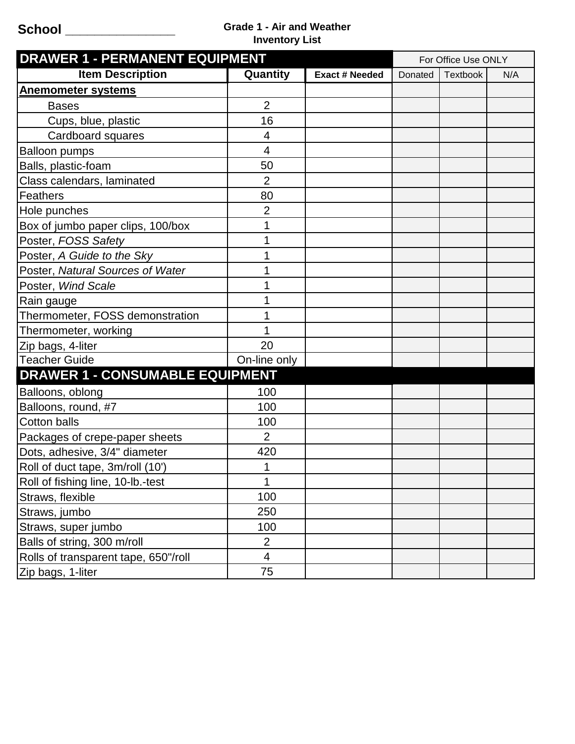School _______________

**Grade 1 - Air and Weather**
**Inventory List**

| DRAWER 1 - PERMANENT EQUIPMENT | | | For Office Use ONLY | | |
|---|---|---|---|---|---|
| **Item Description** | **Quantity** | **Exact # Needed** | Donated | Textbook | N/A |
| **Anemometer systems** | | | | | |
| Bases | 2 | | | | |
| Cups, blue, plastic | 16 | | | | |
| Cardboard squares | 4 | | | | |
| Balloon pumps | 4 | | | | |
| Balls, plastic-foam | 50 | | | | |
| Class calendars, laminated | 2 | | | | |
| Feathers | 80 | | | | |
| Hole punches | 2 | | | | |
| Box of jumbo paper clips, 100/box | 1 | | | | |
| Poster, *FOSS Safety* | 1 | | | | |
| Poster, *A Guide to the Sky* | 1 | | | | |
| Poster, *Natural Sources of Water* | 1 | | | | |
| Poster, *Wind Scale* | 1 | | | | |
| Rain gauge | 1 | | | | |
| Thermometer, FOSS demonstration | 1 | | | | |
| Thermometer, working | 1 | | | | |
| Zip bags, 4-liter | 20 | | | | |
| Teacher Guide | On-line only | | | | |
| **DRAWER 1 - CONSUMABLE EQUIPMENT** | | | | | |
| Balloons, oblong | 100 | | | | |
| Balloons, round, #7 | 100 | | | | |
| Cotton balls | 100 | | | | |
| Packages of crepe-paper sheets | 2 | | | | |
| Dots, adhesive, 3/4" diameter | 420 | | | | |
| Roll of duct tape, 3m/roll (10') | 1 | | | | |
| Roll of fishing line, 10-lb.-test | 1 | | | | |
| Straws, flexible | 100 | | | | |
| Straws, jumbo | 250 | | | | |
| Straws, super jumbo | 100 | | | | |
| Balls of string, 300 m/roll | 2 | | | | |
| Rolls of transparent tape, 650"/roll | 4 | | | | |
| Zip bags, 1-liter | 75 | | | | |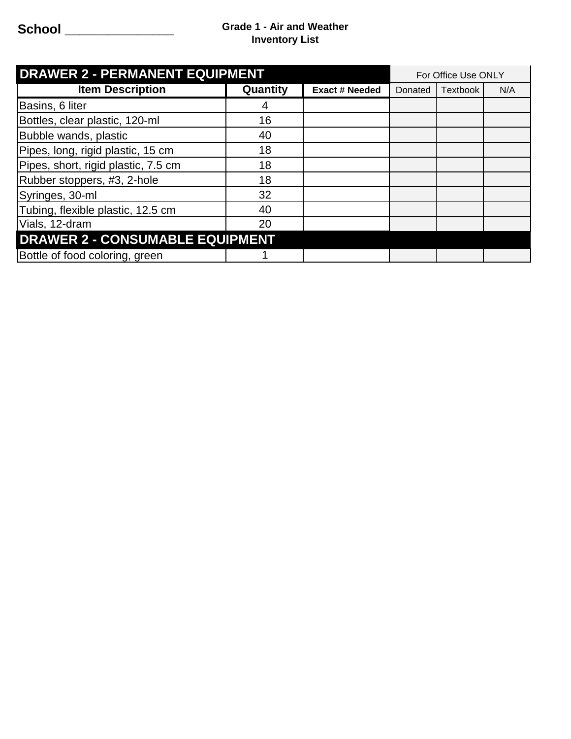School _______________

**Grade 1 - Air and Weather**
**Inventory List**

| DRAWER 2 - PERMANENT EQUIPMENT | | | For Office Use ONLY | | |
|---|---|---|---|---|---|
| **Item Description** | **Quantity** | **Exact # Needed** | Donated | Textbook | N/A |
| Basins, 6 liter | 4 | | | | |
| Bottles, clear plastic, 120-ml | 16 | | | | |
| Bubble wands, plastic | 40 | | | | |
| Pipes, long, rigid plastic, 15 cm | 18 | | | | |
| Pipes, short, rigid plastic, 7.5 cm | 18 | | | | |
| Rubber stoppers, #3, 2-hole | 18 | | | | |
| Syringes, 30-ml | 32 | | | | |
| Tubing, flexible plastic, 12.5 cm | 40 | | | | |
| Vials, 12-dram | 20 | | | | |
| **DRAWER 2 - CONSUMABLE EQUIPMENT** | | | | | |
| Bottle of food coloring, green | 1 | | | | |